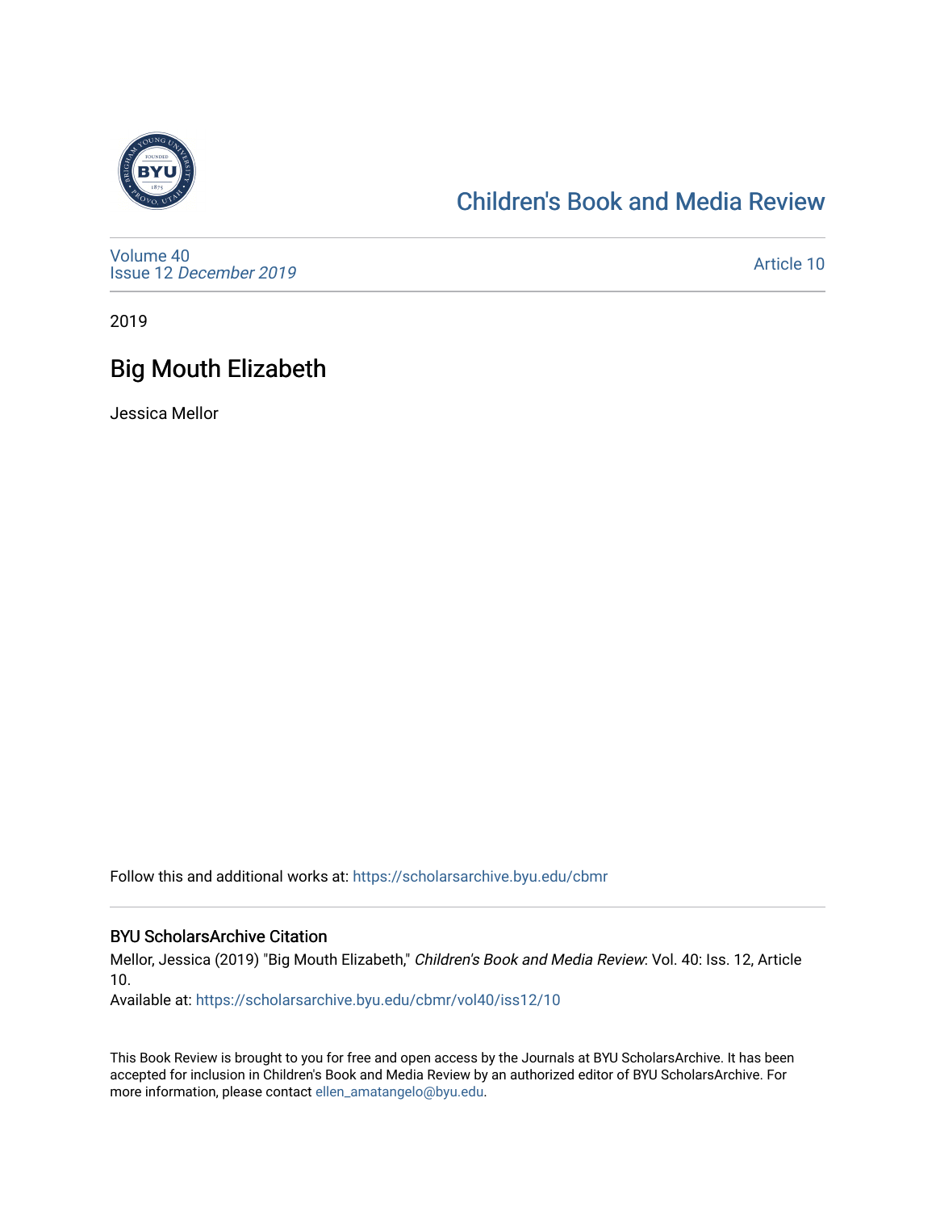Children's Book and Media Review

Volume 40
Issue 12 *December 2019*

Article 10

2019

# Big Mouth Elizabeth

Jessica Mellor

Follow this and additional works at: https://scholarsarchive.byu.edu/cbmr

## BYU ScholarsArchive Citation

Mellor, Jessica (2019) "Big Mouth Elizabeth," *Children's Book and Media Review*: Vol. 40: Iss. 12, Article 10.
Available at: https://scholarsarchive.byu.edu/cbmr/vol40/iss12/10

This Book Review is brought to you for free and open access by the Journals at BYU ScholarsArchive. It has been accepted for inclusion in Children's Book and Media Review by an authorized editor of BYU ScholarsArchive. For more information, please contact ellen_amatangelo@byu.edu.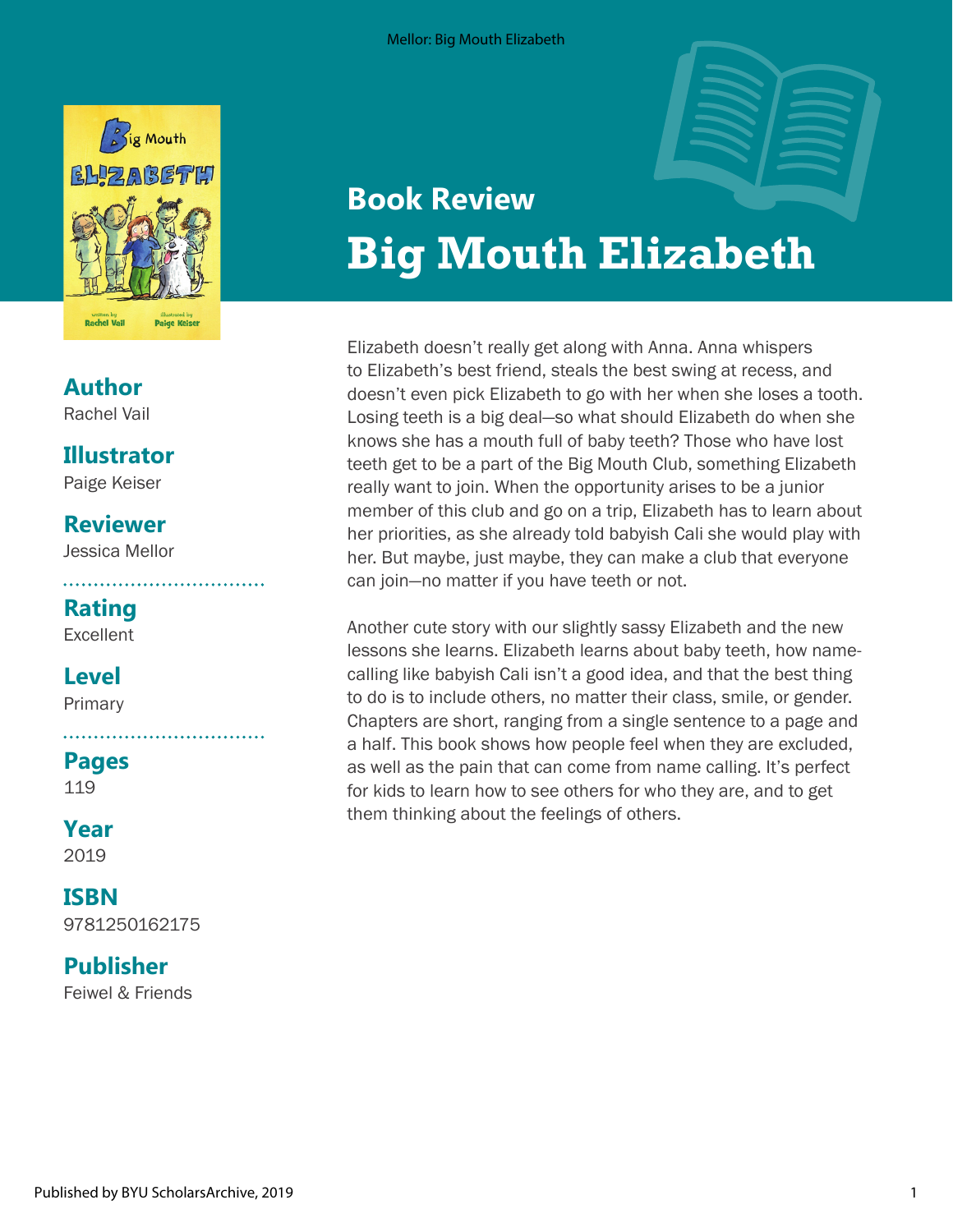# Book Review

# Big Mouth Elizabeth

**Author**
Rachel Vail

**Illustrator**
Paige Keiser

**Reviewer**
Jessica Mellor

**Rating**
Excellent

**Level**
Primary

**Pages**
119

**Year**
2019

**ISBN**
9781250162175

**Publisher**
Feiwel & Friends

Elizabeth doesn't really get along with Anna. Anna whispers to Elizabeth's best friend, steals the best swing at recess, and doesn't even pick Elizabeth to go with her when she loses a tooth. Losing teeth is a big deal—so what should Elizabeth do when she knows she has a mouth full of baby teeth? Those who have lost teeth get to be a part of the Big Mouth Club, something Elizabeth really want to join. When the opportunity arises to be a junior member of this club and go on a trip, Elizabeth has to learn about her priorities, as she already told babyish Cali she would play with her. But maybe, just maybe, they can make a club that everyone can join—no matter if you have teeth or not.

Another cute story with our slightly sassy Elizabeth and the new lessons she learns. Elizabeth learns about baby teeth, how name-calling like babyish Cali isn't a good idea, and that the best thing to do is to include others, no matter their class, smile, or gender. Chapters are short, ranging from a single sentence to a page and a half. This book shows how people feel when they are excluded, as well as the pain that can come from name calling. It's perfect for kids to learn how to see others for who they are, and to get them thinking about the feelings of others.